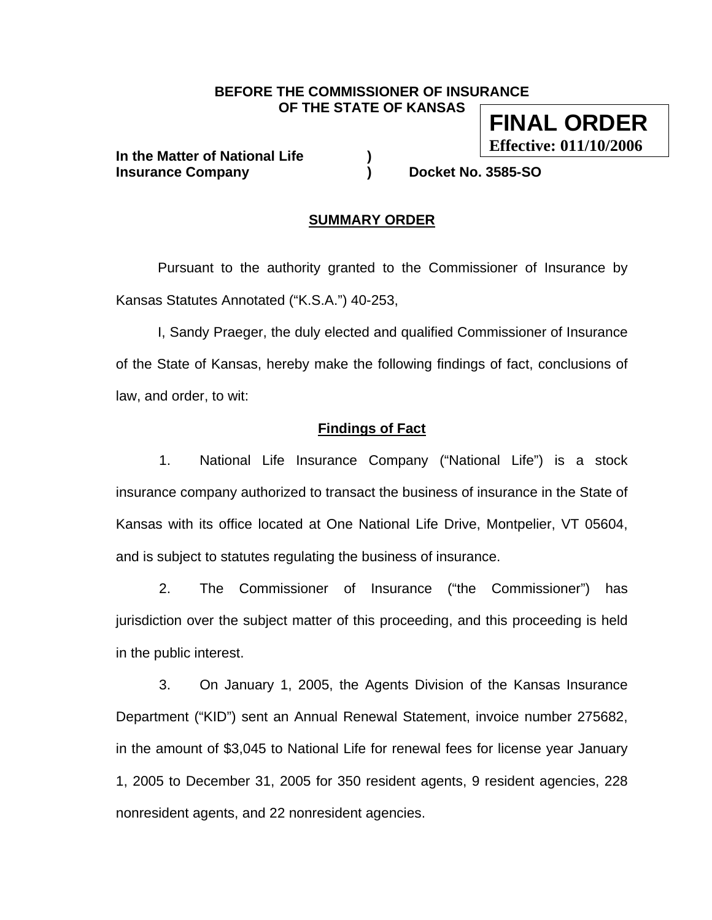**BEFORE THE COMMISSIONER OF INSURANCE OF THE STATE OF KANSAS**

**FINAL ORDER**
**Effective: 011/10/2006**

**In the Matter of National Life Insurance Company** ) **Docket No. 3585-SO**

## SUMMARY ORDER

Pursuant to the authority granted to the Commissioner of Insurance by Kansas Statutes Annotated ("K.S.A.") 40-253,

I, Sandy Praeger, the duly elected and qualified Commissioner of Insurance of the State of Kansas, hereby make the following findings of fact, conclusions of law, and order, to wit:

### Findings of Fact

1. National Life Insurance Company ("National Life") is a stock insurance company authorized to transact the business of insurance in the State of Kansas with its office located at One National Life Drive, Montpelier, VT 05604, and is subject to statutes regulating the business of insurance.

2. The Commissioner of Insurance ("the Commissioner") has jurisdiction over the subject matter of this proceeding, and this proceeding is held in the public interest.

3. On January 1, 2005, the Agents Division of the Kansas Insurance Department ("KID") sent an Annual Renewal Statement, invoice number 275682, in the amount of $3,045 to National Life for renewal fees for license year January 1, 2005 to December 31, 2005 for 350 resident agents, 9 resident agencies, 228 nonresident agents, and 22 nonresident agencies.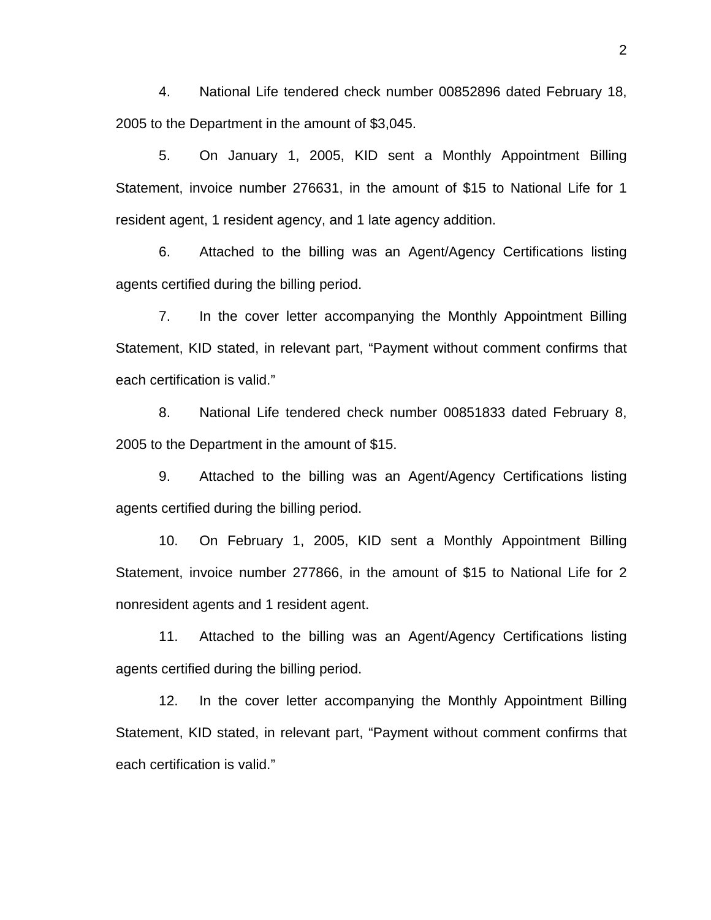4. National Life tendered check number 00852896 dated February 18, 2005 to the Department in the amount of $3,045.

5. On January 1, 2005, KID sent a Monthly Appointment Billing Statement, invoice number 276631, in the amount of $15 to National Life for 1 resident agent, 1 resident agency, and 1 late agency addition.

6. Attached to the billing was an Agent/Agency Certifications listing agents certified during the billing period.

7. In the cover letter accompanying the Monthly Appointment Billing Statement, KID stated, in relevant part, "Payment without comment confirms that each certification is valid."

8. National Life tendered check number 00851833 dated February 8, 2005 to the Department in the amount of $15.

9. Attached to the billing was an Agent/Agency Certifications listing agents certified during the billing period.

10. On February 1, 2005, KID sent a Monthly Appointment Billing Statement, invoice number 277866, in the amount of $15 to National Life for 2 nonresident agents and 1 resident agent.

11. Attached to the billing was an Agent/Agency Certifications listing agents certified during the billing period.

12. In the cover letter accompanying the Monthly Appointment Billing Statement, KID stated, in relevant part, "Payment without comment confirms that each certification is valid."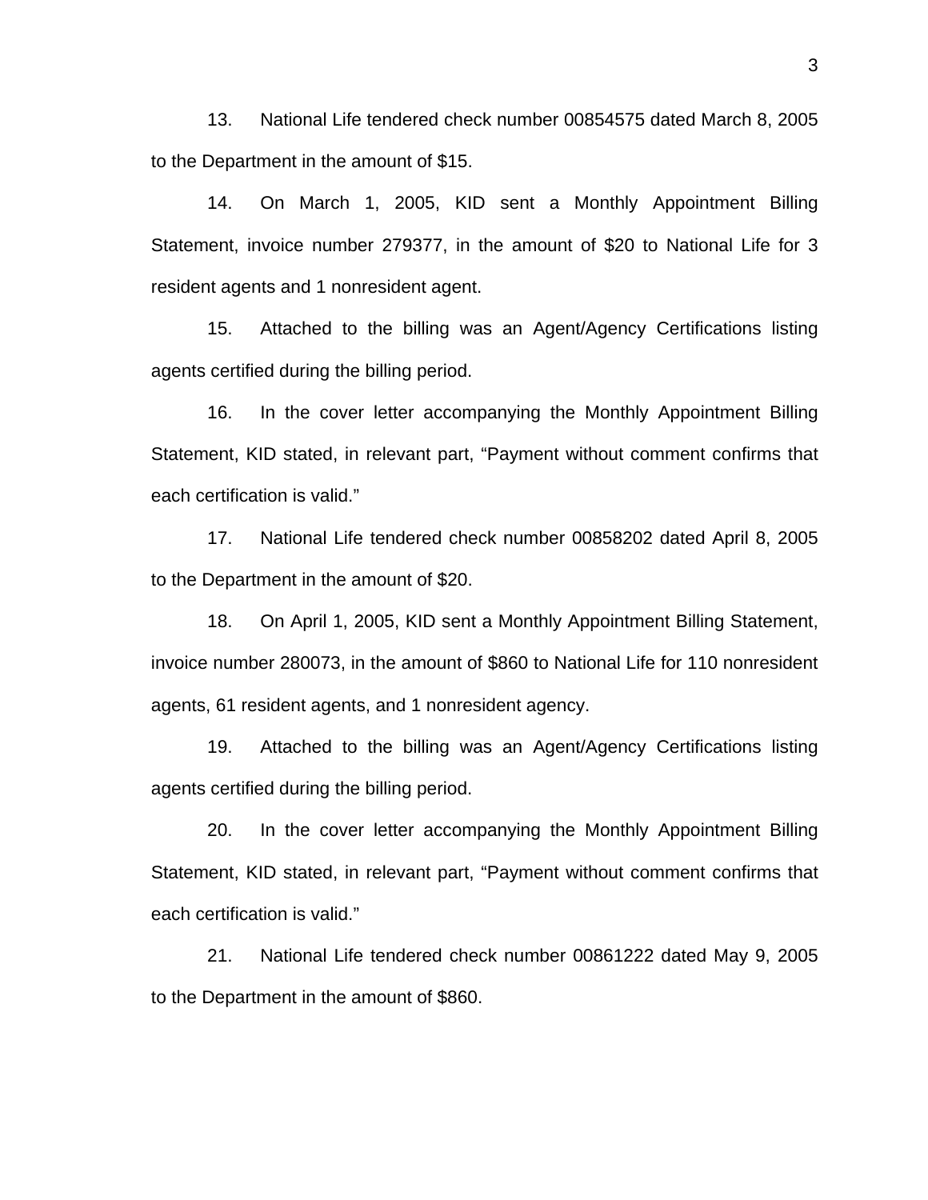13. National Life tendered check number 00854575 dated March 8, 2005 to the Department in the amount of $15.

14. On March 1, 2005, KID sent a Monthly Appointment Billing Statement, invoice number 279377, in the amount of $20 to National Life for 3 resident agents and 1 nonresident agent.

15. Attached to the billing was an Agent/Agency Certifications listing agents certified during the billing period.

16. In the cover letter accompanying the Monthly Appointment Billing Statement, KID stated, in relevant part, "Payment without comment confirms that each certification is valid."

17. National Life tendered check number 00858202 dated April 8, 2005 to the Department in the amount of $20.

18. On April 1, 2005, KID sent a Monthly Appointment Billing Statement, invoice number 280073, in the amount of $860 to National Life for 110 nonresident agents, 61 resident agents, and 1 nonresident agency.

19. Attached to the billing was an Agent/Agency Certifications listing agents certified during the billing period.

20. In the cover letter accompanying the Monthly Appointment Billing Statement, KID stated, in relevant part, "Payment without comment confirms that each certification is valid."

21. National Life tendered check number 00861222 dated May 9, 2005 to the Department in the amount of $860.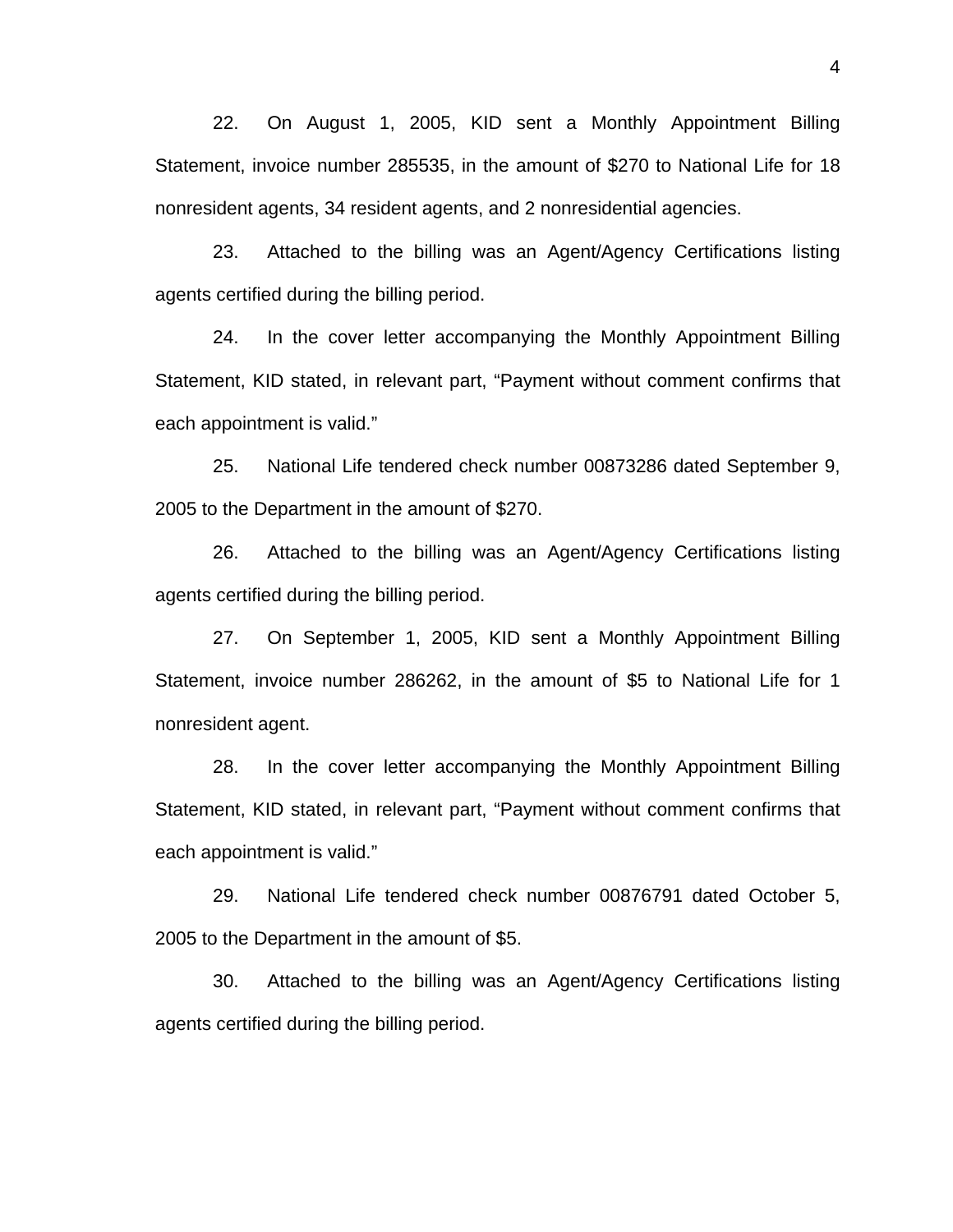22. On August 1, 2005, KID sent a Monthly Appointment Billing Statement, invoice number 285535, in the amount of $270 to National Life for 18 nonresident agents, 34 resident agents, and 2 nonresidential agencies.

23. Attached to the billing was an Agent/Agency Certifications listing agents certified during the billing period.

24. In the cover letter accompanying the Monthly Appointment Billing Statement, KID stated, in relevant part, “Payment without comment confirms that each appointment is valid.”

25. National Life tendered check number 00873286 dated September 9, 2005 to the Department in the amount of $270.

26. Attached to the billing was an Agent/Agency Certifications listing agents certified during the billing period.

27. On September 1, 2005, KID sent a Monthly Appointment Billing Statement, invoice number 286262, in the amount of $5 to National Life for 1 nonresident agent.

28. In the cover letter accompanying the Monthly Appointment Billing Statement, KID stated, in relevant part, “Payment without comment confirms that each appointment is valid.”

29. National Life tendered check number 00876791 dated October 5, 2005 to the Department in the amount of $5.

30. Attached to the billing was an Agent/Agency Certifications listing agents certified during the billing period.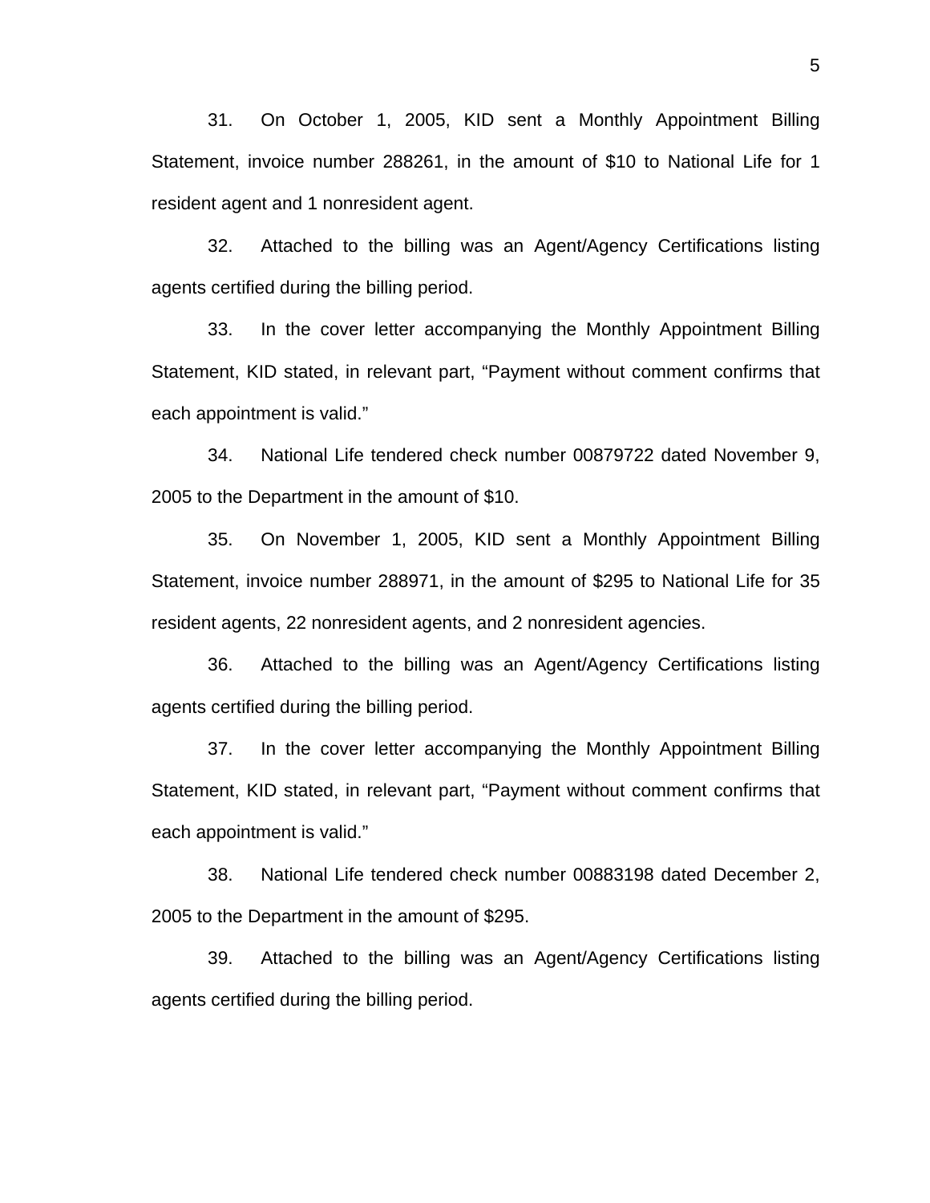31. On October 1, 2005, KID sent a Monthly Appointment Billing Statement, invoice number 288261, in the amount of $10 to National Life for 1 resident agent and 1 nonresident agent.

32. Attached to the billing was an Agent/Agency Certifications listing agents certified during the billing period.

33. In the cover letter accompanying the Monthly Appointment Billing Statement, KID stated, in relevant part, "Payment without comment confirms that each appointment is valid."

34. National Life tendered check number 00879722 dated November 9, 2005 to the Department in the amount of $10.

35. On November 1, 2005, KID sent a Monthly Appointment Billing Statement, invoice number 288971, in the amount of $295 to National Life for 35 resident agents, 22 nonresident agents, and 2 nonresident agencies.

36. Attached to the billing was an Agent/Agency Certifications listing agents certified during the billing period.

37. In the cover letter accompanying the Monthly Appointment Billing Statement, KID stated, in relevant part, "Payment without comment confirms that each appointment is valid."

38. National Life tendered check number 00883198 dated December 2, 2005 to the Department in the amount of $295.

39. Attached to the billing was an Agent/Agency Certifications listing agents certified during the billing period.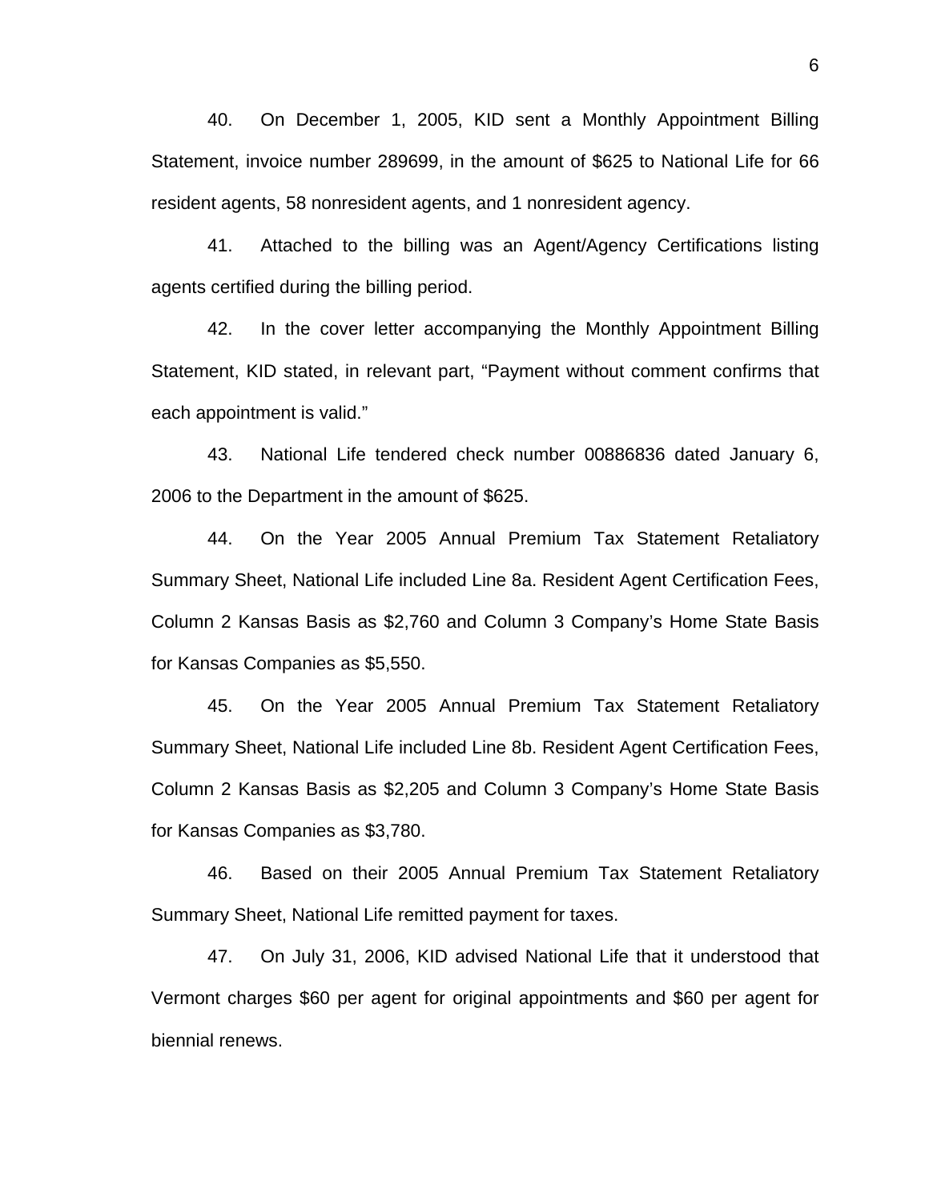40. On December 1, 2005, KID sent a Monthly Appointment Billing Statement, invoice number 289699, in the amount of $625 to National Life for 66 resident agents, 58 nonresident agents, and 1 nonresident agency.

41. Attached to the billing was an Agent/Agency Certifications listing agents certified during the billing period.

42. In the cover letter accompanying the Monthly Appointment Billing Statement, KID stated, in relevant part, "Payment without comment confirms that each appointment is valid."

43. National Life tendered check number 00886836 dated January 6, 2006 to the Department in the amount of $625.

44. On the Year 2005 Annual Premium Tax Statement Retaliatory Summary Sheet, National Life included Line 8a. Resident Agent Certification Fees, Column 2 Kansas Basis as $2,760 and Column 3 Company's Home State Basis for Kansas Companies as $5,550.

45. On the Year 2005 Annual Premium Tax Statement Retaliatory Summary Sheet, National Life included Line 8b. Resident Agent Certification Fees, Column 2 Kansas Basis as $2,205 and Column 3 Company's Home State Basis for Kansas Companies as $3,780.

46. Based on their 2005 Annual Premium Tax Statement Retaliatory Summary Sheet, National Life remitted payment for taxes.

47. On July 31, 2006, KID advised National Life that it understood that Vermont charges $60 per agent for original appointments and $60 per agent for biennial renews.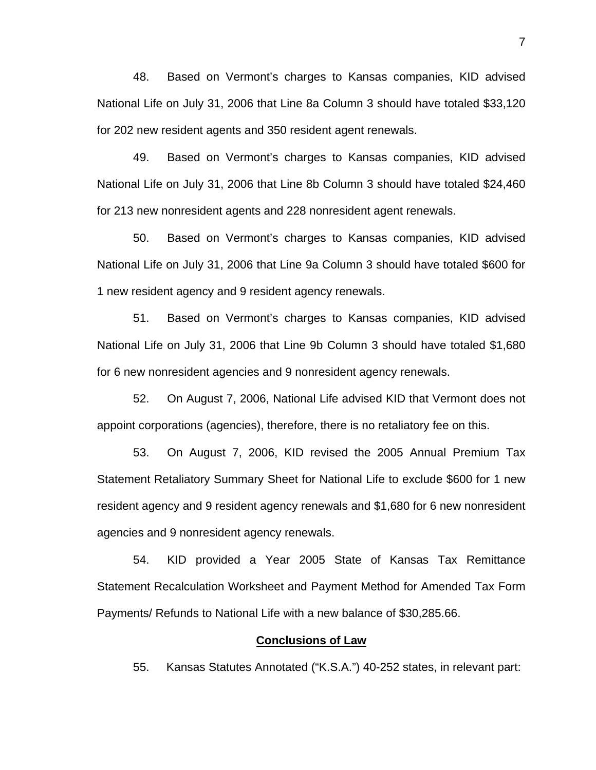48. Based on Vermont's charges to Kansas companies, KID advised National Life on July 31, 2006 that Line 8a Column 3 should have totaled $33,120 for 202 new resident agents and 350 resident agent renewals.

49. Based on Vermont's charges to Kansas companies, KID advised National Life on July 31, 2006 that Line 8b Column 3 should have totaled $24,460 for 213 new nonresident agents and 228 nonresident agent renewals.

50. Based on Vermont's charges to Kansas companies, KID advised National Life on July 31, 2006 that Line 9a Column 3 should have totaled $600 for 1 new resident agency and 9 resident agency renewals.

51. Based on Vermont's charges to Kansas companies, KID advised National Life on July 31, 2006 that Line 9b Column 3 should have totaled $1,680 for 6 new nonresident agencies and 9 nonresident agency renewals.

52. On August 7, 2006, National Life advised KID that Vermont does not appoint corporations (agencies), therefore, there is no retaliatory fee on this.

53. On August 7, 2006, KID revised the 2005 Annual Premium Tax Statement Retaliatory Summary Sheet for National Life to exclude $600 for 1 new resident agency and 9 resident agency renewals and $1,680 for 6 new nonresident agencies and 9 nonresident agency renewals.

54. KID provided a Year 2005 State of Kansas Tax Remittance Statement Recalculation Worksheet and Payment Method for Amended Tax Form Payments/ Refunds to National Life with a new balance of $30,285.66.

## Conclusions of Law

55. Kansas Statutes Annotated ("K.S.A.") 40-252 states, in relevant part: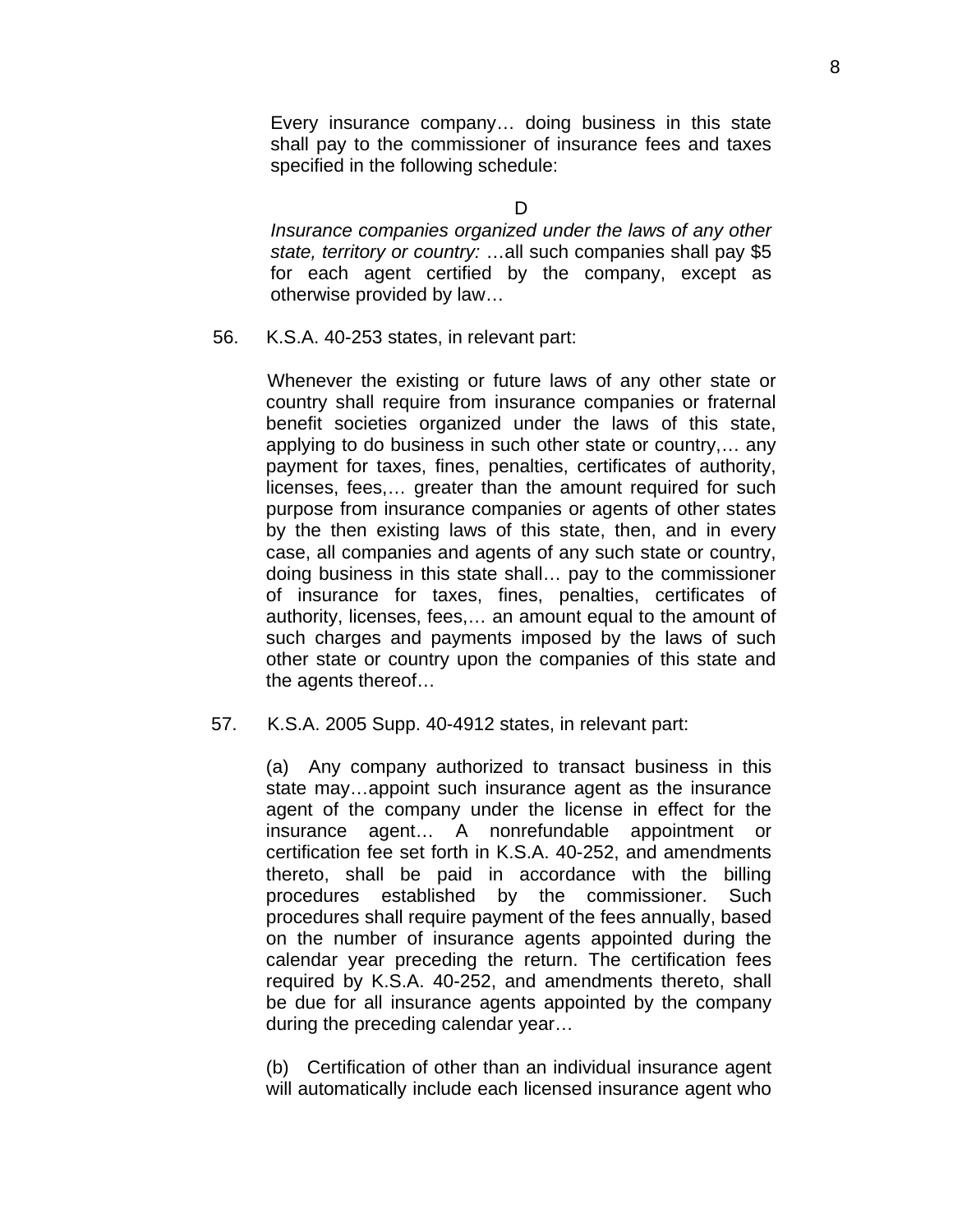> Every insurance company… doing business in this state shall pay to the commissioner of insurance fees and taxes specified in the following schedule:
>
> D
>
> *Insurance companies organized under the laws of any other state, territory or country:* …all such companies shall pay $5 for each agent certified by the company, except as otherwise provided by law…

56. K.S.A. 40-253 states, in relevant part:

> Whenever the existing or future laws of any other state or country shall require from insurance companies or fraternal benefit societies organized under the laws of this state, applying to do business in such other state or country,… any payment for taxes, fines, penalties, certificates of authority, licenses, fees,… greater than the amount required for such purpose from insurance companies or agents of other states by the then existing laws of this state, then, and in every case, all companies and agents of any such state or country, doing business in this state shall… pay to the commissioner of insurance for taxes, fines, penalties, certificates of authority, licenses, fees,… an amount equal to the amount of such charges and payments imposed by the laws of such other state or country upon the companies of this state and the agents thereof…

57. K.S.A. 2005 Supp. 40-4912 states, in relevant part:

> (a) Any company authorized to transact business in this state may…appoint such insurance agent as the insurance agent of the company under the license in effect for the insurance agent… A nonrefundable appointment or certification fee set forth in K.S.A. 40-252, and amendments thereto, shall be paid in accordance with the billing procedures established by the commissioner. Such procedures shall require payment of the fees annually, based on the number of insurance agents appointed during the calendar year preceding the return. The certification fees required by K.S.A. 40-252, and amendments thereto, shall be due for all insurance agents appointed by the company during the preceding calendar year…
>
> (b) Certification of other than an individual insurance agent will automatically include each licensed insurance agent who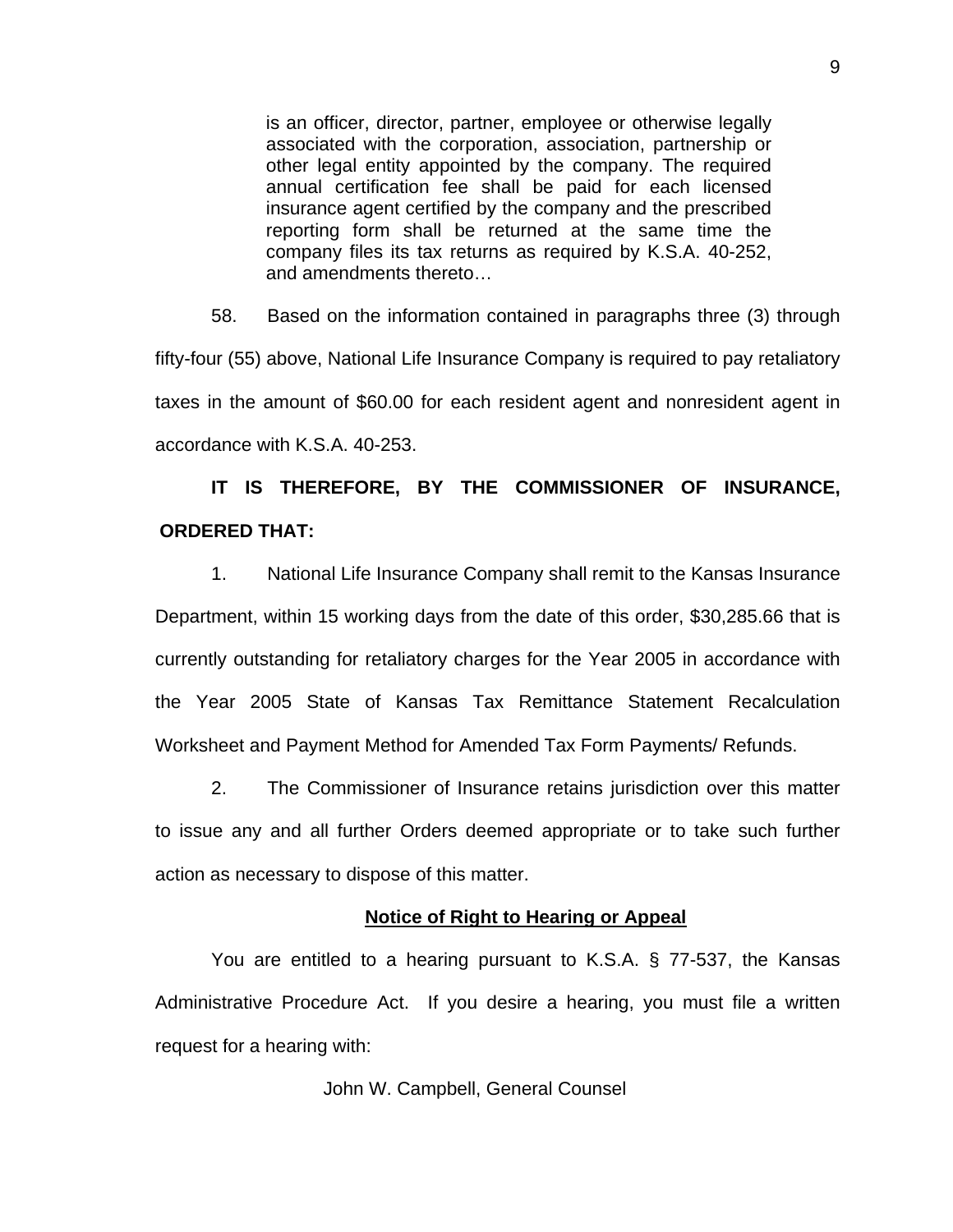> is an officer, director, partner, employee or otherwise legally associated with the corporation, association, partnership or other legal entity appointed by the company. The required annual certification fee shall be paid for each licensed insurance agent certified by the company and the prescribed reporting form shall be returned at the same time the company files its tax returns as required by K.S.A. 40-252, and amendments thereto…

58. Based on the information contained in paragraphs three (3) through fifty-four (55) above, National Life Insurance Company is required to pay retaliatory taxes in the amount of $60.00 for each resident agent and nonresident agent in accordance with K.S.A. 40-253.

**IT IS THEREFORE, BY THE COMMISSIONER OF INSURANCE, ORDERED THAT:**

1. National Life Insurance Company shall remit to the Kansas Insurance Department, within 15 working days from the date of this order, $30,285.66 that is currently outstanding for retaliatory charges for the Year 2005 in accordance with the Year 2005 State of Kansas Tax Remittance Statement Recalculation Worksheet and Payment Method for Amended Tax Form Payments/ Refunds.

2. The Commissioner of Insurance retains jurisdiction over this matter to issue any and all further Orders deemed appropriate or to take such further action as necessary to dispose of this matter.

**Notice of Right to Hearing or Appeal**

You are entitled to a hearing pursuant to K.S.A. § 77-537, the Kansas Administrative Procedure Act. If you desire a hearing, you must file a written request for a hearing with:

John W. Campbell, General Counsel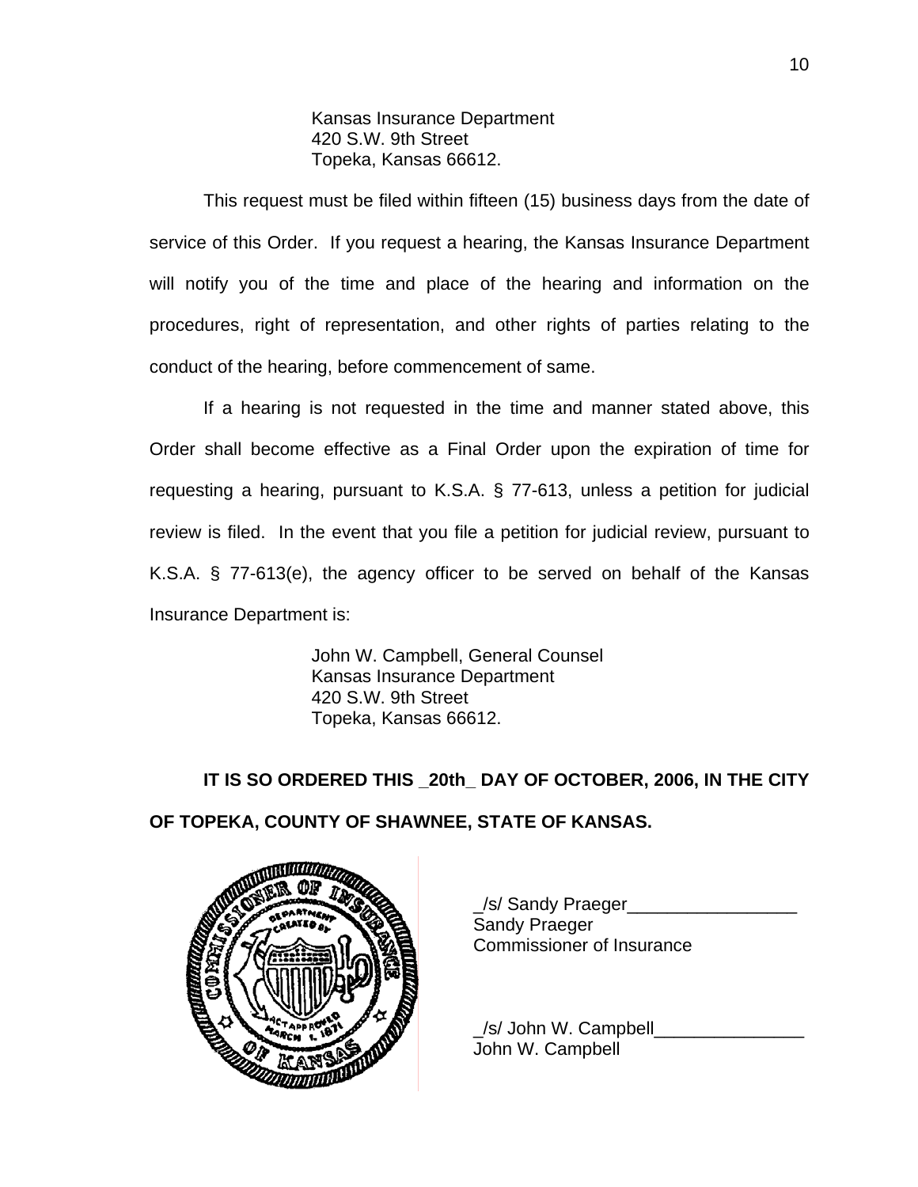Kansas Insurance Department
420 S.W. 9th Street
Topeka, Kansas 66612.

This request must be filed within fifteen (15) business days from the date of service of this Order. If you request a hearing, the Kansas Insurance Department will notify you of the time and place of the hearing and information on the procedures, right of representation, and other rights of parties relating to the conduct of the hearing, before commencement of same.

If a hearing is not requested in the time and manner stated above, this Order shall become effective as a Final Order upon the expiration of time for requesting a hearing, pursuant to K.S.A. § 77-613, unless a petition for judicial review is filed. In the event that you file a petition for judicial review, pursuant to K.S.A. § 77-613(e), the agency officer to be served on behalf of the Kansas Insurance Department is:

John W. Campbell, General Counsel
Kansas Insurance Department
420 S.W. 9th Street
Topeka, Kansas 66612.

**IT IS SO ORDERED THIS _20th_ DAY OF OCTOBER, 2006, IN THE CITY OF TOPEKA, COUNTY OF SHAWNEE, STATE OF KANSAS.**

_/s/ Sandy Praeger_________________
Sandy Praeger
Commissioner of Insurance

_/s/ John W. Campbell_______________
John W. Campbell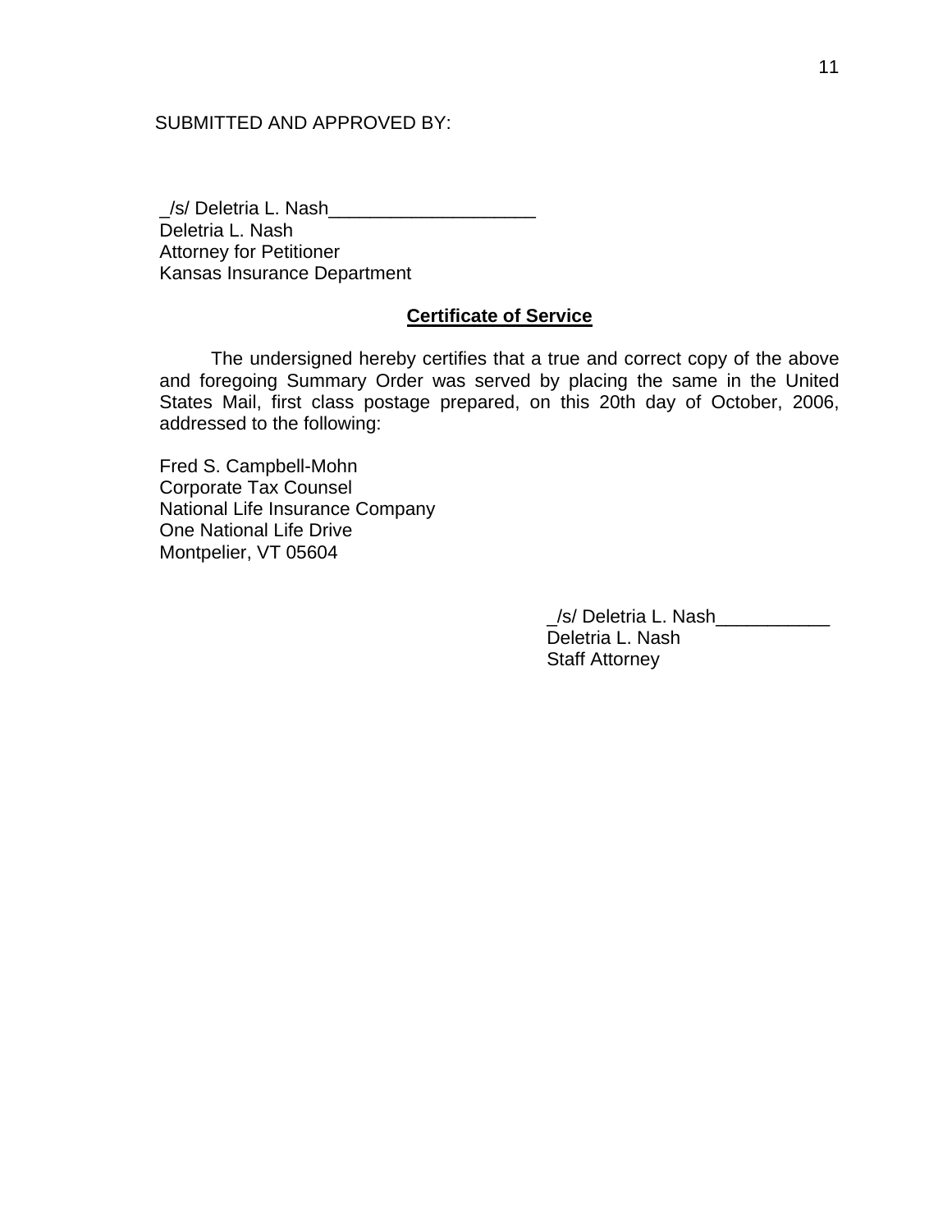SUBMITTED AND APPROVED BY:

_/s/ Deletria L. Nash____________________
Deletria L. Nash
Attorney for Petitioner
Kansas Insurance Department

**Certificate of Service**

The undersigned hereby certifies that a true and correct copy of the above and foregoing Summary Order was served by placing the same in the United States Mail, first class postage prepared, on this 20th day of October, 2006, addressed to the following:

Fred S. Campbell-Mohn
Corporate Tax Counsel
National Life Insurance Company
One National Life Drive
Montpelier, VT 05604

_/s/ Deletria L. Nash___________
Deletria L. Nash
Staff Attorney